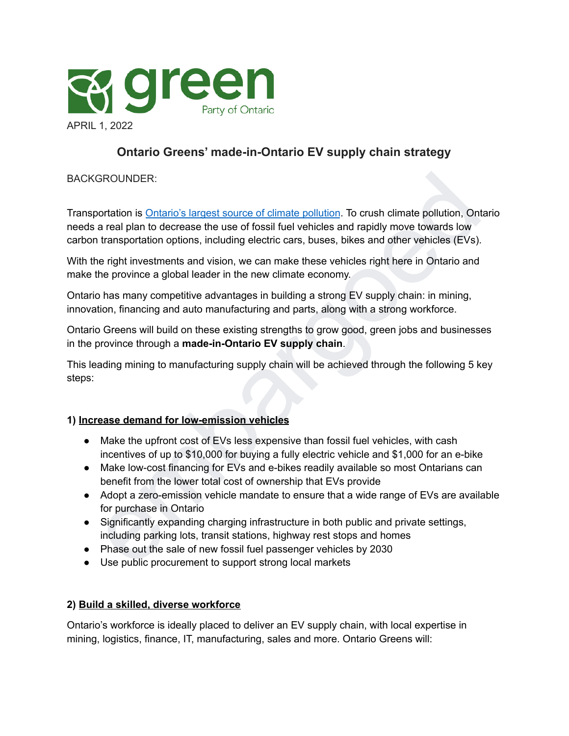Green Party of Ontario

APRIL 1, 2022

## Ontario Greens' made-in-Ontario EV supply chain strategy

BACKGROUNDER:

Transportation is Ontario's largest source of climate pollution. To crush climate pollution, Ontario needs a real plan to decrease the use of fossil fuel vehicles and rapidly move towards low carbon transportation options, including electric cars, buses, bikes and other vehicles (EVs).

With the right investments and vision, we can make these vehicles right here in Ontario and make the province a global leader in the new climate economy.

Ontario has many competitive advantages in building a strong EV supply chain: in mining, innovation, financing and auto manufacturing and parts, along with a strong workforce.

Ontario Greens will build on these existing strengths to grow good, green jobs and businesses in the province through a **made-in-Ontario EV supply chain**.

This leading mining to manufacturing supply chain will be achieved through the following 5 key steps:

### 1) Increase demand for low-emission vehicles

- Make the upfront cost of EVs less expensive than fossil fuel vehicles, with cash incentives of up to $10,000 for buying a fully electric vehicle and $1,000 for an e-bike
- Make low-cost financing for EVs and e-bikes readily available so most Ontarians can benefit from the lower total cost of ownership that EVs provide
- Adopt a zero-emission vehicle mandate to ensure that a wide range of EVs are available for purchase in Ontario
- Significantly expanding charging infrastructure in both public and private settings, including parking lots, transit stations, highway rest stops and homes
- Phase out the sale of new fossil fuel passenger vehicles by 2030
- Use public procurement to support strong local markets

### 2) Build a skilled, diverse workforce

Ontario's workforce is ideally placed to deliver an EV supply chain, with local expertise in mining, logistics, finance, IT, manufacturing, sales and more. Ontario Greens will: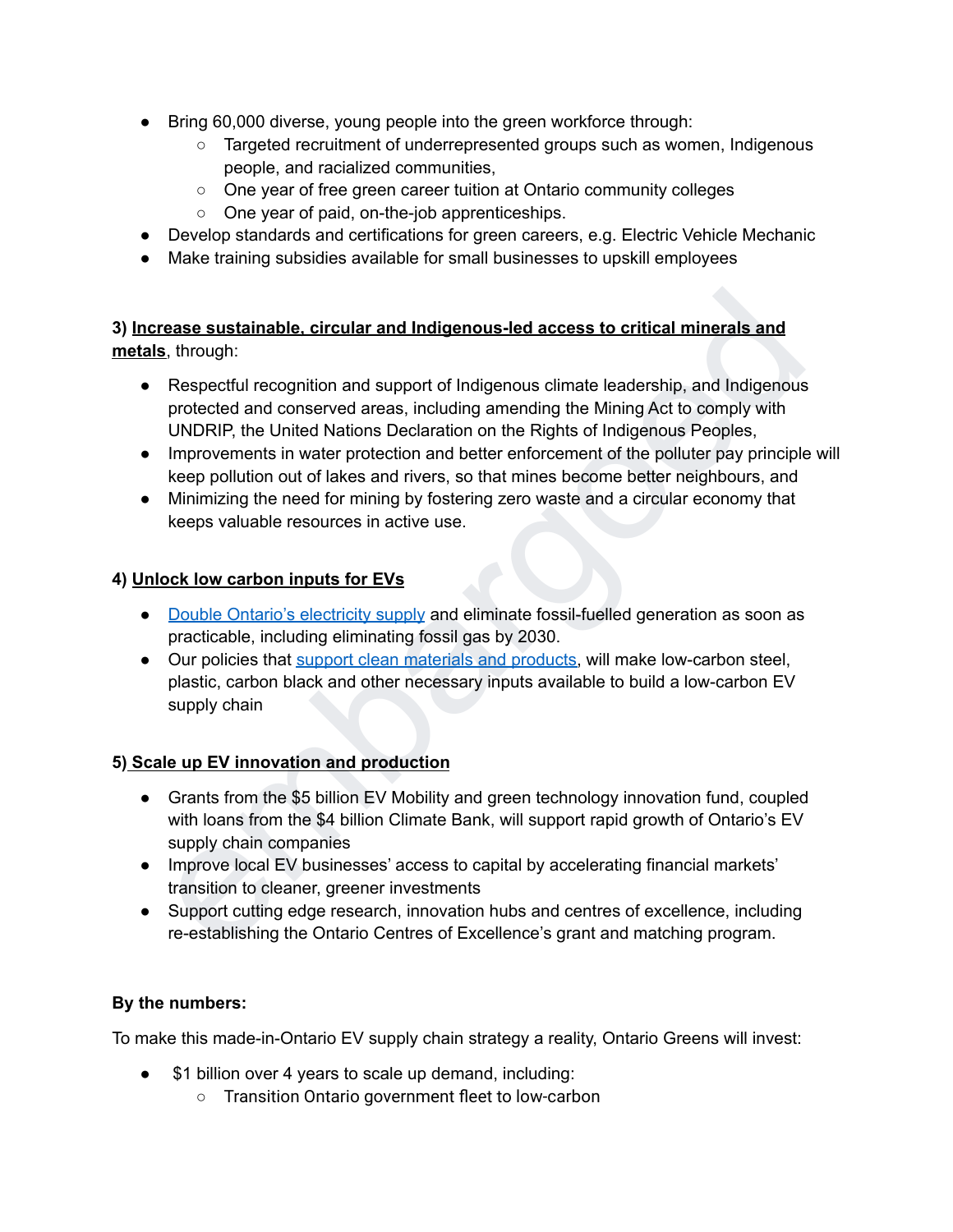- Bring 60,000 diverse, young people into the green workforce through:
    - Targeted recruitment of underrepresented groups such as women, Indigenous people, and racialized communities,
    - One year of free green career tuition at Ontario community colleges
    - One year of paid, on-the-job apprenticeships.
- Develop standards and certifications for green careers, e.g. Electric Vehicle Mechanic
- Make training subsidies available for small businesses to upskill employees

**3) <u>Increase sustainable, circular and Indigenous-led access to critical minerals and metals</u>**, through:

- Respectful recognition and support of Indigenous climate leadership, and Indigenous protected and conserved areas, including amending the Mining Act to comply with UNDRIP, the United Nations Declaration on the Rights of Indigenous Peoples,
- Improvements in water protection and better enforcement of the polluter pay principle will keep pollution out of lakes and rivers, so that mines become better neighbours, and
- Minimizing the need for mining by fostering zero waste and a circular economy that keeps valuable resources in active use.

**4) <u>Unlock low carbon inputs for EVs</u>**

- Double Ontario's electricity supply and eliminate fossil-fuelled generation as soon as practicable, including eliminating fossil gas by 2030.
- Our policies that support clean materials and products, will make low-carbon steel, plastic, carbon black and other necessary inputs available to build a low-carbon EV supply chain

**5) <u>Scale up EV innovation and production</u>**

- Grants from the $5 billion EV Mobility and green technology innovation fund, coupled with loans from the $4 billion Climate Bank, will support rapid growth of Ontario's EV supply chain companies
- Improve local EV businesses' access to capital by accelerating financial markets' transition to cleaner, greener investments
- Support cutting edge research, innovation hubs and centres of excellence, including re-establishing the Ontario Centres of Excellence's grant and matching program.

**By the numbers:**

To make this made-in-Ontario EV supply chain strategy a reality, Ontario Greens will invest:

- $1 billion over 4 years to scale up demand, including:
    - Transition Ontario government fleet to low-carbon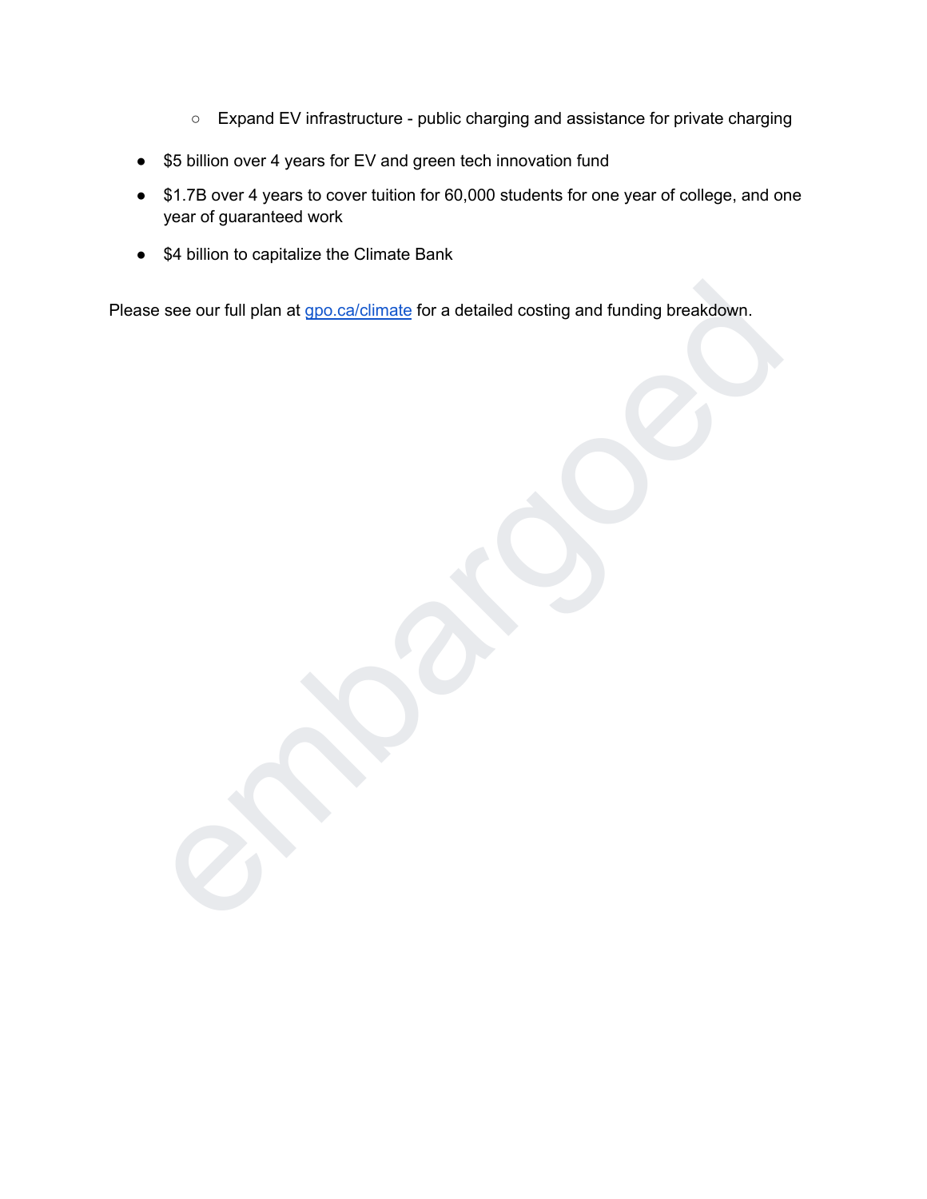- Expand EV infrastructure - public charging and assistance for private charging
- $5 billion over 4 years for EV and green tech innovation fund
- $1.7B over 4 years to cover tuition for 60,000 students for one year of college, and one year of guaranteed work
- $4 billion to capitalize the Climate Bank

Please see our full plan at [gpo.ca/climate](gpo.ca/climate) for a detailed costing and funding breakdown.